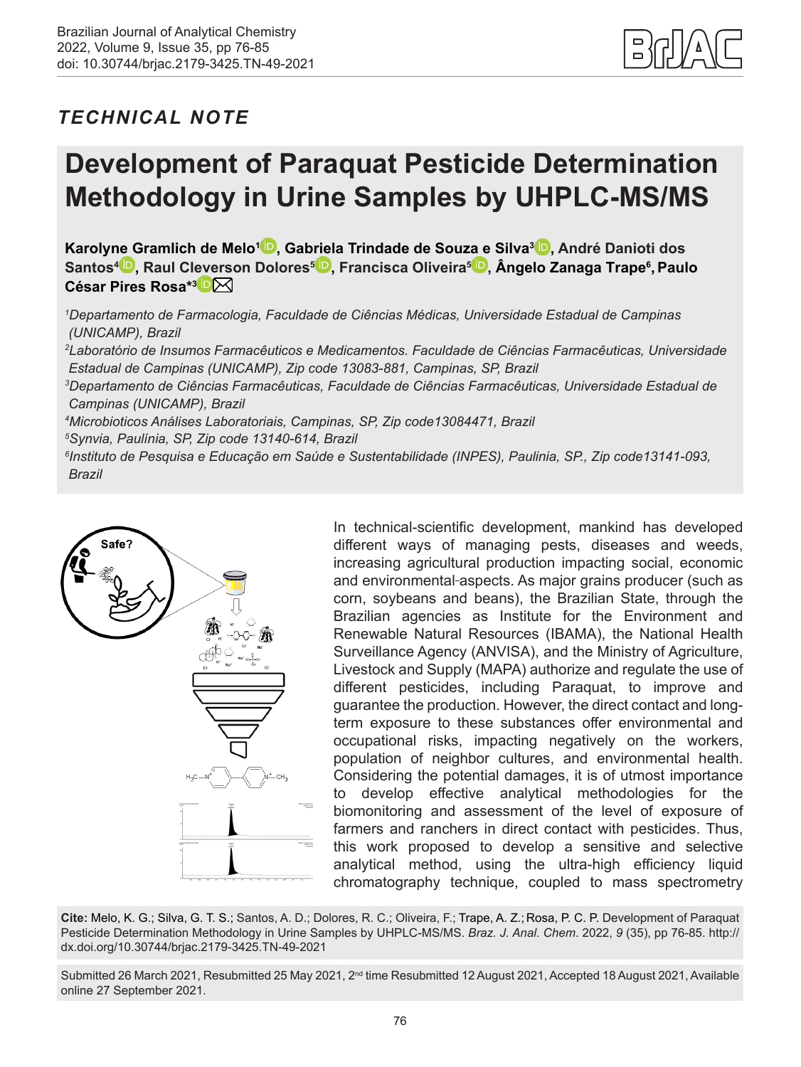## TECHNICAL NOTE

# Development of Paraquat Pesticide Determination Methodology in Urine Samples by UHPLC-MS/MS

**Karolyne Gramlich de Melo[1], Gabriela Trindade de Souza e Silva[3], André Danioti dos Santos[4], Raul Cleverson Dolores[5], Francisca Oliveira[5], Ângelo Zanaga Trape[6], Paulo César Pires Rosa*[3]**

*[1]Departamento de Farmacologia, Faculdade de Ciências Médicas, Universidade Estadual de Campinas (UNICAMP), Brazil*

*[2]Laboratório de Insumos Farmacêuticos e Medicamentos. Faculdade de Ciências Farmacêuticas, Universidade Estadual de Campinas (UNICAMP), Zip code 13083-881, Campinas, SP, Brazil*

*[3]Departamento de Ciências Farmacêuticas, Faculdade de Ciências Farmacêuticas, Universidade Estadual de Campinas (UNICAMP), Brazil*

*[4]Microbioticos Análises Laboratoriais, Campinas, SP, Zip code13084471, Brazil*

*[5]Synvia, Paulínia, SP, Zip code 13140-614, Brazil*

*[6]Instituto de Pesquisa e Educação em Saúde e Sustentabilidade (INPES), Paulinia, SP., Zip code13141-093, Brazil*

In technical-scientific development, mankind has developed different ways of managing pests, diseases and weeds, increasing agricultural production impacting social, economic and environmental aspects. As major grains producer (such as corn, soybeans and beans), the Brazilian State, through the Brazilian agencies as Institute for the Environment and Renewable Natural Resources (IBAMA), the National Health Surveillance Agency (ANVISA), and the Ministry of Agriculture, Livestock and Supply (MAPA) authorize and regulate the use of different pesticides, including Paraquat, to improve and guarantee the production. However, the direct contact and long-term exposure to these substances offer environmental and occupational risks, impacting negatively on the workers, population of neighbor cultures, and environmental health. Considering the potential damages, it is of utmost importance to develop effective analytical methodologies for the biomonitoring and assessment of the level of exposure of farmers and ranchers in direct contact with pesticides. Thus, this work proposed to develop a sensitive and selective analytical method, using the ultra-high efficiency liquid chromatography technique, coupled to mass spectrometry

**Cite:** Melo, K. G.; Silva, G. T. S.; Santos, A. D.; Dolores, R. C.; Oliveira, F.; Trape, A. Z.; Rosa, P. C. P. Development of Paraquat Pesticide Determination Methodology in Urine Samples by UHPLC-MS/MS. *Braz. J. Anal. Chem.* 2022, *9* (35), pp 76-85. http://dx.doi.org/10.30744/brjac.2179-3425.TN-49-2021

Submitted 26 March 2021, Resubmitted 25 May 2021, 2nd time Resubmitted 12 August 2021, Accepted 18 August 2021, Available online 27 September 2021.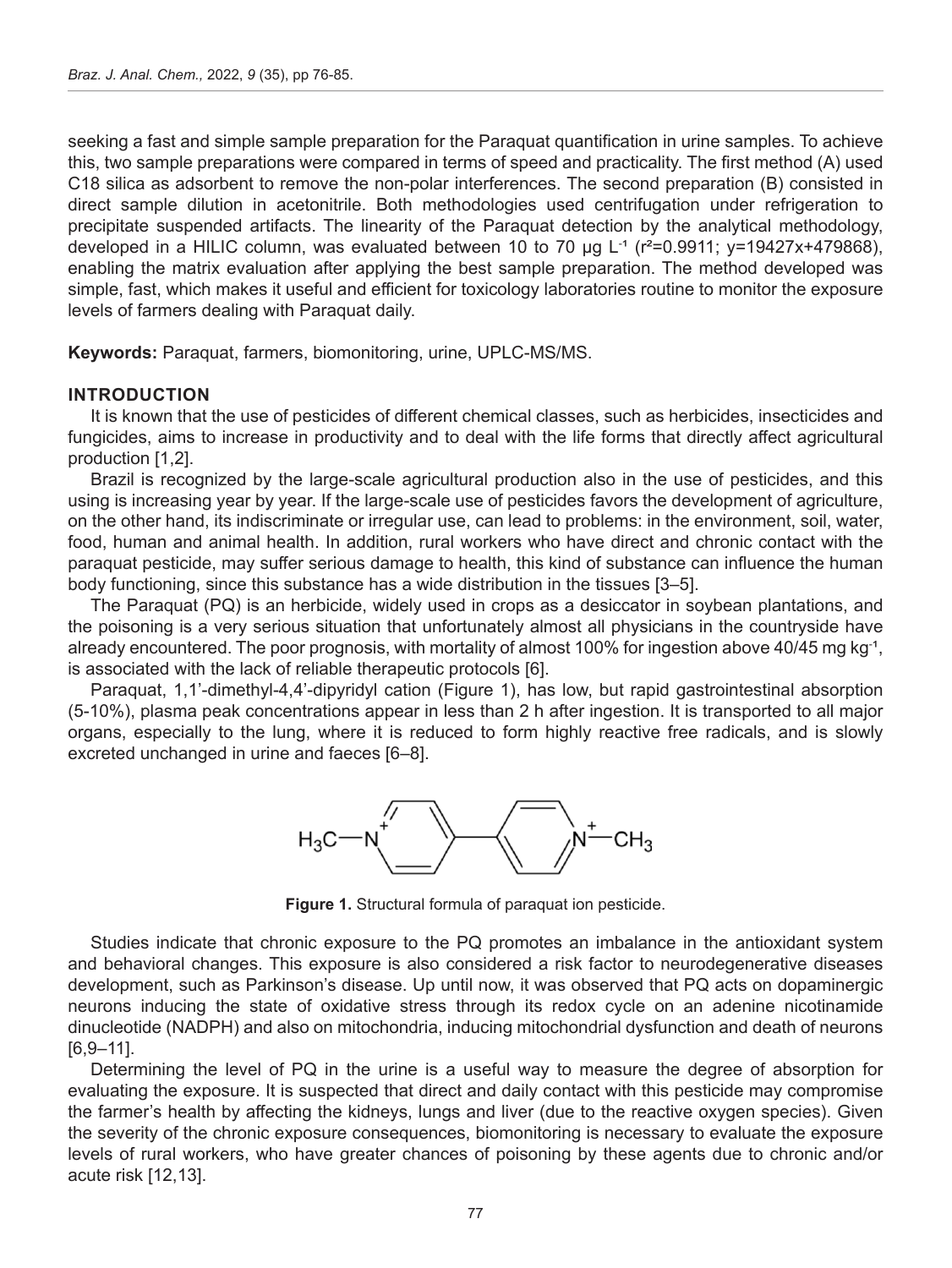seeking a fast and simple sample preparation for the Paraquat quantification in urine samples. To achieve this, two sample preparations were compared in terms of speed and practicality. The first method (A) used C18 silica as adsorbent to remove the non-polar interferences. The second preparation (B) consisted in direct sample dilution in acetonitrile. Both methodologies used centrifugation under refrigeration to precipitate suspended artifacts. The linearity of the Paraquat detection by the analytical methodology, developed in a HILIC column, was evaluated between 10 to 70 µg $L^{-1}$ ($r^2$=0.9911; y=19427x+479868), enabling the matrix evaluation after applying the best sample preparation. The method developed was simple, fast, which makes it useful and efficient for toxicology laboratories routine to monitor the exposure levels of farmers dealing with Paraquat daily.

**Keywords:** Paraquat, farmers, biomonitoring, urine, UPLC-MS/MS.

## INTRODUCTION

It is known that the use of pesticides of different chemical classes, such as herbicides, insecticides and fungicides, aims to increase in productivity and to deal with the life forms that directly affect agricultural production [1,2].

Brazil is recognized by the large-scale agricultural production also in the use of pesticides, and this using is increasing year by year. If the large-scale use of pesticides favors the development of agriculture, on the other hand, its indiscriminate or irregular use, can lead to problems: in the environment, soil, water, food, human and animal health. In addition, rural workers who have direct and chronic contact with the paraquat pesticide, may suffer serious damage to health, this kind of substance can influence the human body functioning, since this substance has a wide distribution in the tissues [3–5].

The Paraquat (PQ) is an herbicide, widely used in crops as a desiccator in soybean plantations, and the poisoning is a very serious situation that unfortunately almost all physicians in the countryside have already encountered. The poor prognosis, with mortality of almost 100% for ingestion above 40/45 mg $kg^{-1}$, is associated with the lack of reliable therapeutic protocols [6].

Paraquat, 1,1'-dimethyl-4,4'-dipyridyl cation (Figure 1), has low, but rapid gastrointestinal absorption (5-10%), plasma peak concentrations appear in less than 2 h after ingestion. It is transported to all major organs, especially to the lung, where it is reduced to form highly reactive free radicals, and is slowly excreted unchanged in urine and faeces [6–8].

**Figure 1.** Structural formula of paraquat ion pesticide.

Studies indicate that chronic exposure to the PQ promotes an imbalance in the antioxidant system and behavioral changes. This exposure is also considered a risk factor to neurodegenerative diseases development, such as Parkinson's disease. Up until now, it was observed that PQ acts on dopaminergic neurons inducing the state of oxidative stress through its redox cycle on an adenine nicotinamide dinucleotide (NADPH) and also on mitochondria, inducing mitochondrial dysfunction and death of neurons [6,9–11].

Determining the level of PQ in the urine is a useful way to measure the degree of absorption for evaluating the exposure. It is suspected that direct and daily contact with this pesticide may compromise the farmer's health by affecting the kidneys, lungs and liver (due to the reactive oxygen species). Given the severity of the chronic exposure consequences, biomonitoring is necessary to evaluate the exposure levels of rural workers, who have greater chances of poisoning by these agents due to chronic and/or acute risk [12,13].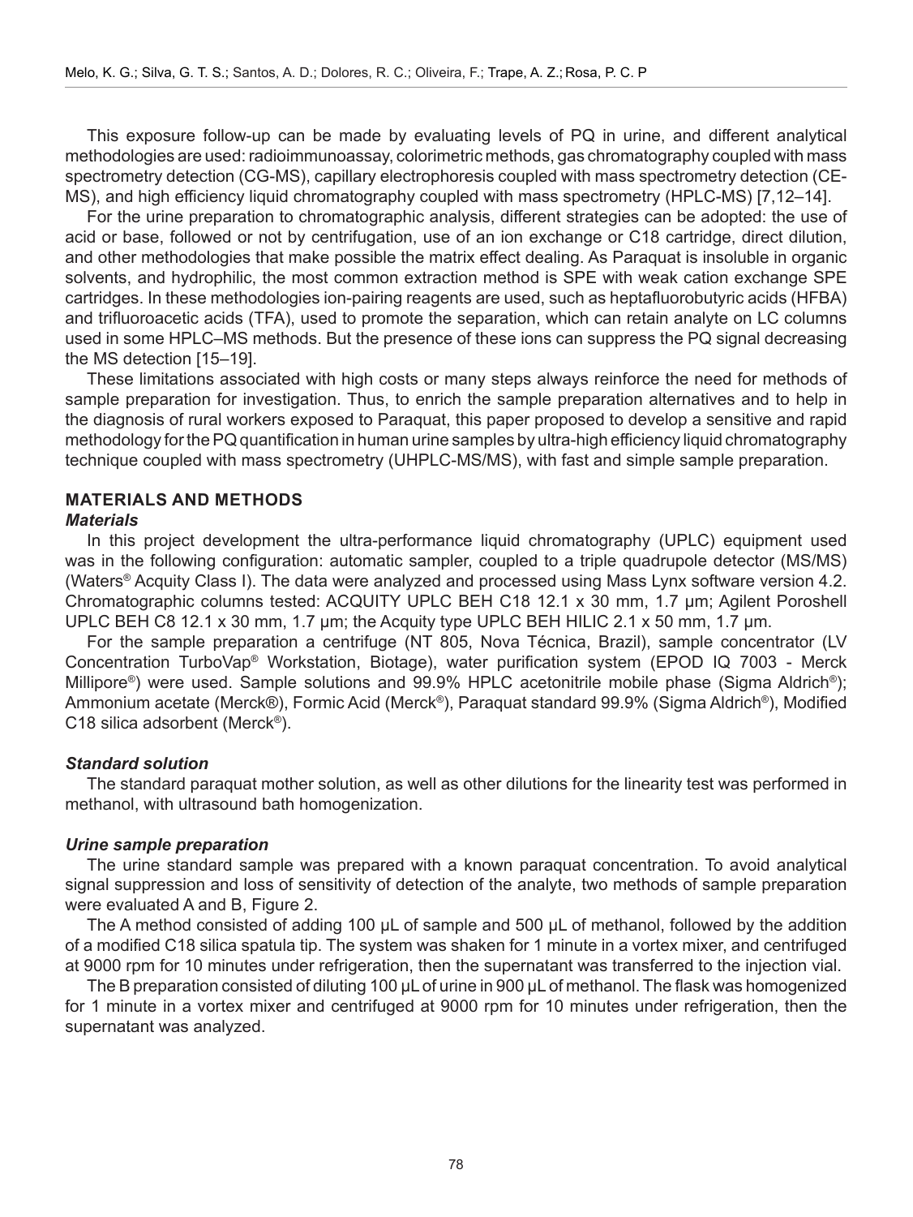This exposure follow-up can be made by evaluating levels of PQ in urine, and different analytical methodologies are used: radioimmunoassay, colorimetric methods, gas chromatography coupled with mass spectrometry detection (CG-MS), capillary electrophoresis coupled with mass spectrometry detection (CE-MS), and high efficiency liquid chromatography coupled with mass spectrometry (HPLC-MS) [7,12–14].

For the urine preparation to chromatographic analysis, different strategies can be adopted: the use of acid or base, followed or not by centrifugation, use of an ion exchange or C18 cartridge, direct dilution, and other methodologies that make possible the matrix effect dealing. As Paraquat is insoluble in organic solvents, and hydrophilic, the most common extraction method is SPE with weak cation exchange SPE cartridges. In these methodologies ion-pairing reagents are used, such as heptafluorobutyric acids (HFBA) and trifluoroacetic acids (TFA), used to promote the separation, which can retain analyte on LC columns used in some HPLC–MS methods. But the presence of these ions can suppress the PQ signal decreasing the MS detection [15–19].

These limitations associated with high costs or many steps always reinforce the need for methods of sample preparation for investigation. Thus, to enrich the sample preparation alternatives and to help in the diagnosis of rural workers exposed to Paraquat, this paper proposed to develop a sensitive and rapid methodology for the PQ quantification in human urine samples by ultra-high efficiency liquid chromatography technique coupled with mass spectrometry (UHPLC-MS/MS), with fast and simple sample preparation.

## MATERIALS AND METHODS

### *Materials*

In this project development the ultra-performance liquid chromatography (UPLC) equipment used was in the following configuration: automatic sampler, coupled to a triple quadrupole detector (MS/MS) (Waters® Acquity Class I). The data were analyzed and processed using Mass Lynx software version 4.2. Chromatographic columns tested: ACQUITY UPLC BEH C18 12.1 x 30 mm, 1.7 µm; Agilent Poroshell UPLC BEH C8 12.1 x 30 mm, 1.7 µm; the Acquity type UPLC BEH HILIC 2.1 x 50 mm, 1.7 µm.

For the sample preparation a centrifuge (NT 805, Nova Técnica, Brazil), sample concentrator (LV Concentration TurboVap® Workstation, Biotage), water purification system (EPOD IQ 7003 - Merck Millipore®) were used. Sample solutions and 99.9% HPLC acetonitrile mobile phase (Sigma Aldrich®); Ammonium acetate (Merck®), Formic Acid (Merck®), Paraquat standard 99.9% (Sigma Aldrich®), Modified C18 silica adsorbent (Merck®).

### *Standard solution*

The standard paraquat mother solution, as well as other dilutions for the linearity test was performed in methanol, with ultrasound bath homogenization.

### *Urine sample preparation*

The urine standard sample was prepared with a known paraquat concentration. To avoid analytical signal suppression and loss of sensitivity of detection of the analyte, two methods of sample preparation were evaluated A and B, Figure 2.

The A method consisted of adding 100 µL of sample and 500 µL of methanol, followed by the addition of a modified C18 silica spatula tip. The system was shaken for 1 minute in a vortex mixer, and centrifuged at 9000 rpm for 10 minutes under refrigeration, then the supernatant was transferred to the injection vial.

The B preparation consisted of diluting 100 µL of urine in 900 µL of methanol. The flask was homogenized for 1 minute in a vortex mixer and centrifuged at 9000 rpm for 10 minutes under refrigeration, then the supernatant was analyzed.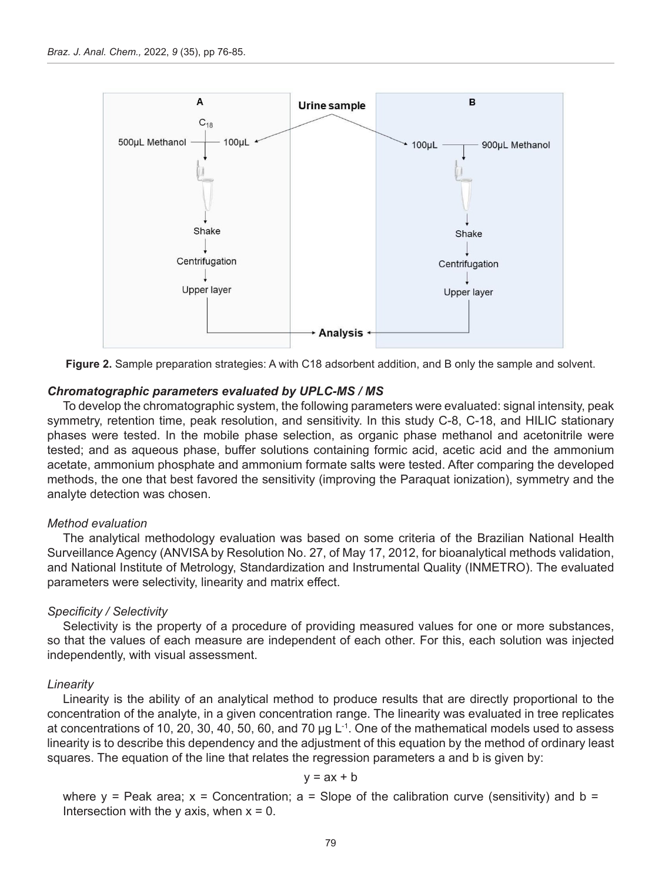Figure 2. Sample preparation strategies: A with C18 adsorbent addition, and B only the sample and solvent.

### *Chromatographic parameters evaluated by UPLC-MS / MS*

To develop the chromatographic system, the following parameters were evaluated: signal intensity, peak symmetry, retention time, peak resolution, and sensitivity. In this study C-8, C-18, and HILIC stationary phases were tested. In the mobile phase selection, as organic phase methanol and acetonitrile were tested; and as aqueous phase, buffer solutions containing formic acid, acetic acid and the ammonium acetate, ammonium phosphate and ammonium formate salts were tested. After comparing the developed methods, the one that best favored the sensitivity (improving the Paraquat ionization), symmetry and the analyte detection was chosen.

#### *Method evaluation*

The analytical methodology evaluation was based on some criteria of the Brazilian National Health Surveillance Agency (ANVISA by Resolution No. 27, of May 17, 2012, for bioanalytical methods validation, and National Institute of Metrology, Standardization and Instrumental Quality (INMETRO). The evaluated parameters were selectivity, linearity and matrix effect.

#### *Specificity / Selectivity*

Selectivity is the property of a procedure of providing measured values for one or more substances, so that the values of each measure are independent of each other. For this, each solution was injected independently, with visual assessment.

#### *Linearity*

Linearity is the ability of an analytical method to produce results that are directly proportional to the concentration of the analyte, in a given concentration range. The linearity was evaluated in tree replicates at concentrations of 10, 20, 30, 40, 50, 60, and 70 µg $L^{-1}$. One of the mathematical models used to assess linearity is to describe this dependency and the adjustment of this equation by the method of ordinary least squares. The equation of the line that relates the regression parameters a and b is given by:

$$y = ax + b$$

where y = Peak area; x = Concentration; a = Slope of the calibration curve (sensitivity) and b = Intersection with the y axis, when x = 0.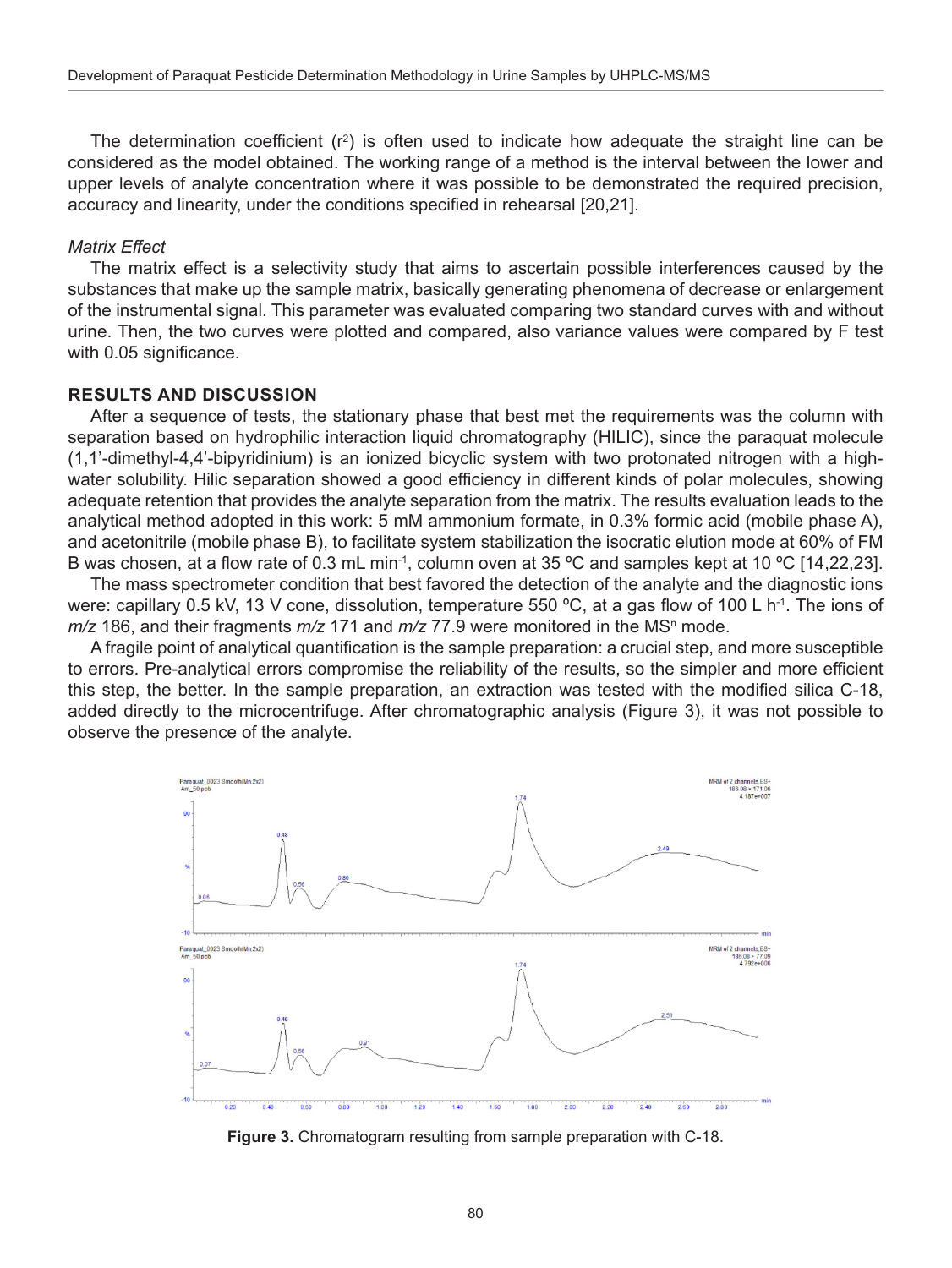The determination coefficient ($r^2$) is often used to indicate how adequate the straight line can be considered as the model obtained. The working range of a method is the interval between the lower and upper levels of analyte concentration where it was possible to be demonstrated the required precision, accuracy and linearity, under the conditions specified in rehearsal [20,21].

*Matrix Effect*

The matrix effect is a selectivity study that aims to ascertain possible interferences caused by the substances that make up the sample matrix, basically generating phenomena of decrease or enlargement of the instrumental signal. This parameter was evaluated comparing two standard curves with and without urine. Then, the two curves were plotted and compared, also variance values were compared by F test with 0.05 significance.

## RESULTS AND DISCUSSION

After a sequence of tests, the stationary phase that best met the requirements was the column with separation based on hydrophilic interaction liquid chromatography (HILIC), since the paraquat molecule (1,1'-dimethyl-4,4'-bipyridinium) is an ionized bicyclic system with two protonated nitrogen with a high-water solubility. Hilic separation showed a good efficiency in different kinds of polar molecules, showing adequate retention that provides the analyte separation from the matrix. The results evaluation leads to the analytical method adopted in this work: 5 mM ammonium formate, in 0.3% formic acid (mobile phase A), and acetonitrile (mobile phase B), to facilitate system stabilization the isocratic elution mode at 60% of FM B was chosen, at a flow rate of 0.3 mL min$^{-1}$, column oven at 35 ºC and samples kept at 10 ºC [14,22,23].

The mass spectrometer condition that best favored the detection of the analyte and the diagnostic ions were: capillary 0.5 kV, 13 V cone, dissolution, temperature 550 ºC, at a gas flow of 100 L h$^{-1}$. The ions of *m/z* 186, and their fragments *m/z* 171 and *m/z* 77.9 were monitored in the MS$^n$ mode.

A fragile point of analytical quantification is the sample preparation: a crucial step, and more susceptible to errors. Pre-analytical errors compromise the reliability of the results, so the simpler and more efficient this step, the better. In the sample preparation, an extraction was tested with the modified silica C-18, added directly to the microcentrifuge. After chromatographic analysis (Figure 3), it was not possible to observe the presence of the analyte.

**Figure 3.** Chromatogram resulting from sample preparation with C-18.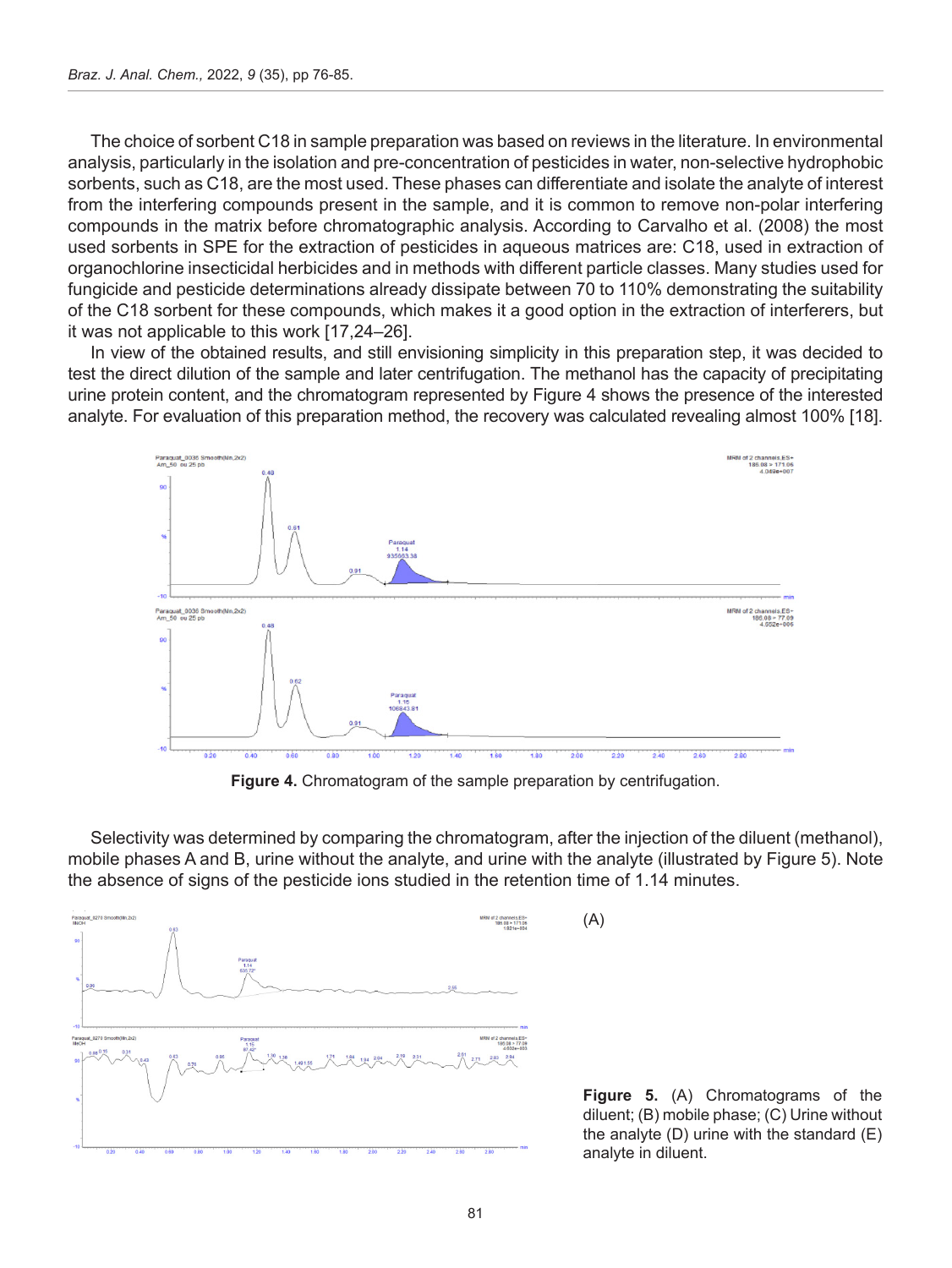The choice of sorbent C18 in sample preparation was based on reviews in the literature. In environmental analysis, particularly in the isolation and pre-concentration of pesticides in water, non-selective hydrophobic sorbents, such as C18, are the most used. These phases can differentiate and isolate the analyte of interest from the interfering compounds present in the sample, and it is common to remove non-polar interfering compounds in the matrix before chromatographic analysis. According to Carvalho et al. (2008) the most used sorbents in SPE for the extraction of pesticides in aqueous matrices are: C18, used in extraction of organochlorine insecticidal herbicides and in methods with different particle classes. Many studies used for fungicide and pesticide determinations already dissipate between 70 to 110% demonstrating the suitability of the C18 sorbent for these compounds, which makes it a good option in the extraction of interferers, but it was not applicable to this work [17,24–26].

In view of the obtained results, and still envisioning simplicity in this preparation step, it was decided to test the direct dilution of the sample and later centrifugation. The methanol has the capacity of precipitating urine protein content, and the chromatogram represented by Figure 4 shows the presence of the interested analyte. For evaluation of this preparation method, the recovery was calculated revealing almost 100% [18].

**Figure 4.** Chromatogram of the sample preparation by centrifugation.

Selectivity was determined by comparing the chromatogram, after the injection of the diluent (methanol), mobile phases A and B, urine without the analyte, and urine with the analyte (illustrated by Figure 5). Note the absence of signs of the pesticide ions studied in the retention time of 1.14 minutes.

(A)

**Figure 5.** (A) Chromatograms of the diluent; (B) mobile phase; (C) Urine without the analyte (D) urine with the standard (E) analyte in diluent.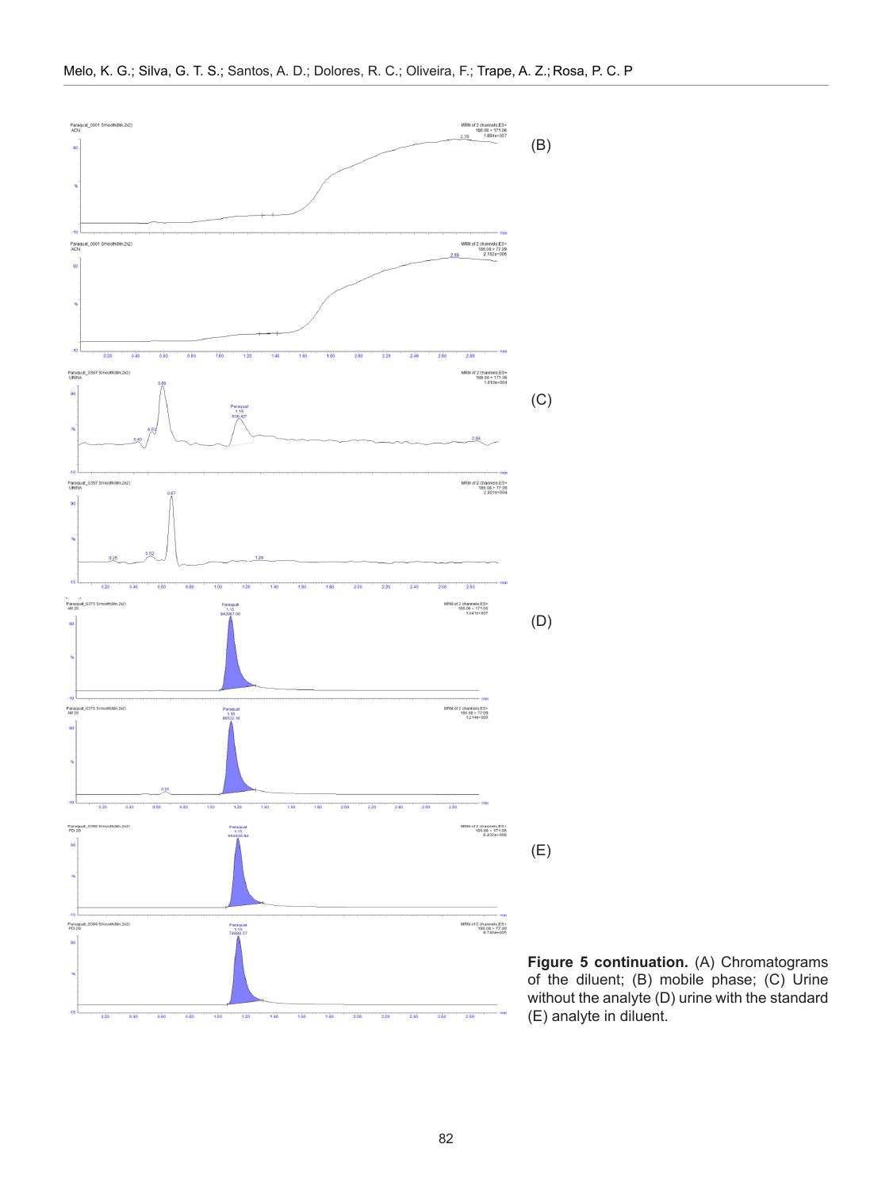(B)

(C)

(D)

(E)

**Figure 5 continuation.** (A) Chromatograms of the diluent; (B) mobile phase; (C) Urine without the analyte (D) urine with the standard (E) analyte in diluent.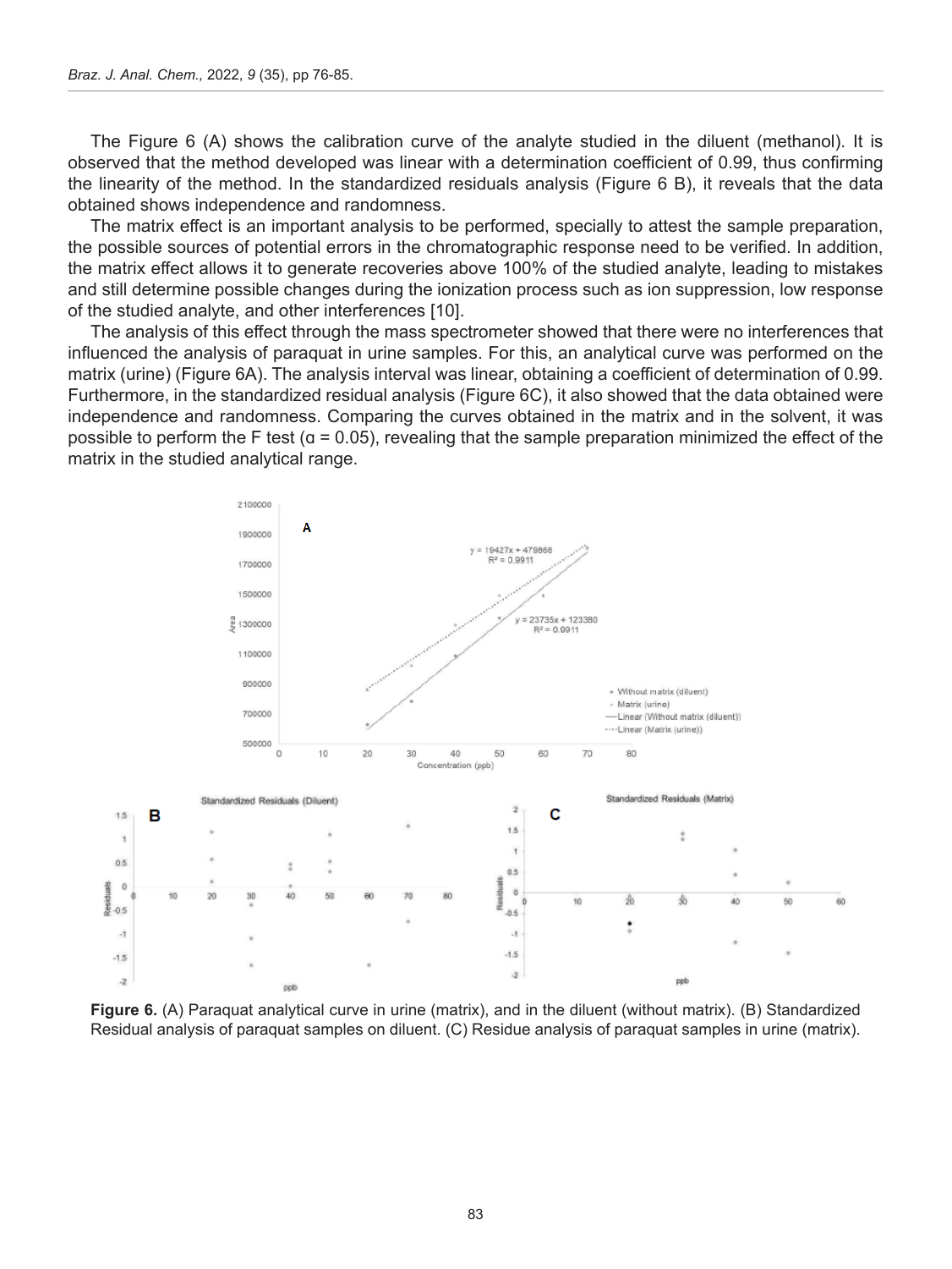The Figure 6 (A) shows the calibration curve of the analyte studied in the diluent (methanol). It is observed that the method developed was linear with a determination coefficient of 0.99, thus confirming the linearity of the method. In the standardized residuals analysis (Figure 6 B), it reveals that the data obtained shows independence and randomness.

The matrix effect is an important analysis to be performed, specially to attest the sample preparation, the possible sources of potential errors in the chromatographic response need to be verified. In addition, the matrix effect allows it to generate recoveries above 100% of the studied analyte, leading to mistakes and still determine possible changes during the ionization process such as ion suppression, low response of the studied analyte, and other interferences [10].

The analysis of this effect through the mass spectrometer showed that there were no interferences that influenced the analysis of paraquat in urine samples. For this, an analytical curve was performed on the matrix (urine) (Figure 6A). The analysis interval was linear, obtaining a coefficient of determination of 0.99. Furthermore, in the standardized residual analysis (Figure 6C), it also showed that the data obtained were independence and randomness. Comparing the curves obtained in the matrix and in the solvent, it was possible to perform the F test (α = 0.05), revealing that the sample preparation minimized the effect of the matrix in the studied analytical range.

**Figure 6.** (A) Paraquat analytical curve in urine (matrix), and in the diluent (without matrix). (B) Standardized Residual analysis of paraquat samples on diluent. (C) Residue analysis of paraquat samples in urine (matrix).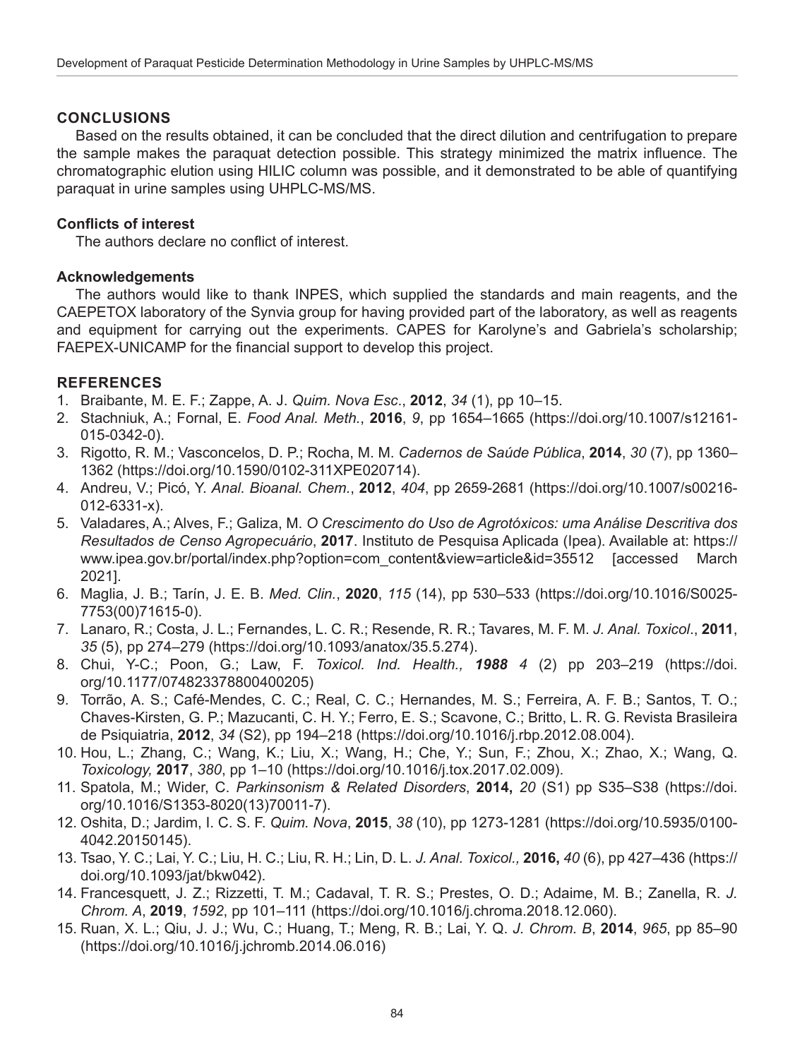## CONCLUSIONS

Based on the results obtained, it can be concluded that the direct dilution and centrifugation to prepare the sample makes the paraquat detection possible. This strategy minimized the matrix influence. The chromatographic elution using HILIC column was possible, and it demonstrated to be able of quantifying paraquat in urine samples using UHPLC-MS/MS.

### Conflicts of interest

The authors declare no conflict of interest.

### Acknowledgements

The authors would like to thank INPES, which supplied the standards and main reagents, and the CAEPETOX laboratory of the Synvia group for having provided part of the laboratory, as well as reagents and equipment for carrying out the experiments. CAPES for Karolyne's and Gabriela's scholarship; FAEPEX-UNICAMP for the financial support to develop this project.

## REFERENCES

1. Braibante, M. E. F.; Zappe, A. J. *Quim. Nova Esc*., **2012**, *34* (1), pp 10–15.
2. Stachniuk, A.; Fornal, E. *Food Anal. Meth.*, **2016**, *9*, pp 1654–1665 (https://doi.org/10.1007/s12161-015-0342-0).
3. Rigotto, R. M.; Vasconcelos, D. P.; Rocha, M. M. *Cadernos de Saúde Pública*, **2014**, *30* (7), pp 1360–1362 (https://doi.org/10.1590/0102-311XPE020714).
4. Andreu, V.; Picó, Y. *Anal. Bioanal. Chem.*, **2012**, *404*, pp 2659-2681 (https://doi.org/10.1007/s00216-012-6331-x).
5. Valadares, A.; Alves, F.; Galiza, M. *O Crescimento do Uso de Agrotóxicos: uma Análise Descritiva dos Resultados de Censo Agropecuário*, **2017**. Instituto de Pesquisa Aplicada (Ipea). Available at: https://www.ipea.gov.br/portal/index.php?option=com_content&view=article&id=35512 [accessed March 2021].
6. Maglia, J. B.; Tarín, J. E. B. *Med. Clin.*, **2020**, *115* (14), pp 530–533 (https://doi.org/10.1016/S0025-7753(00)71615-0).
7. Lanaro, R.; Costa, J. L.; Fernandes, L. C. R.; Resende, R. R.; Tavares, M. F. M. *J. Anal. Toxicol*., **2011**, *35* (5), pp 274–279 (https://doi.org/10.1093/anatox/35.5.274).
8. Chui, Y-C.; Poon, G.; Law, F. *Toxicol. Ind. Health., **1988** 4* (2) pp 203–219 (https://doi.org/10.1177/074823378800400205)
9. Torrão, A. S.; Café-Mendes, C. C.; Real, C. C.; Hernandes, M. S.; Ferreira, A. F. B.; Santos, T. O.; Chaves-Kirsten, G. P.; Mazucanti, C. H. Y.; Ferro, E. S.; Scavone, C.; Britto, L. R. G. Revista Brasileira de Psiquiatria, **2012**, *34* (S2), pp 194–218 (https://doi.org/10.1016/j.rbp.2012.08.004).
10. Hou, L.; Zhang, C.; Wang, K.; Liu, X.; Wang, H.; Che, Y.; Sun, F.; Zhou, X.; Zhao, X.; Wang, Q. *Toxicology,* **2017**, *380*, pp 1–10 (https://doi.org/10.1016/j.tox.2017.02.009).
11. Spatola, M.; Wider, C. *Parkinsonism & Related Disorders*, **2014,** *20* (S1) pp S35–S38 (https://doi.org/10.1016/S1353-8020(13)70011-7).
12. Oshita, D.; Jardim, I. C. S. F. *Quim. Nova*, **2015**, *38* (10), pp 1273-1281 (https://doi.org/10.5935/0100-4042.20150145).
13. Tsao, Y. C.; Lai, Y. C.; Liu, H. C.; Liu, R. H.; Lin, D. L. *J. Anal. Toxicol.,* **2016,** *40* (6), pp 427–436 (https://doi.org/10.1093/jat/bkw042).
14. Francesquett, J. Z.; Rizzetti, T. M.; Cadaval, T. R. S.; Prestes, O. D.; Adaime, M. B.; Zanella, R. *J. Chrom. A*, **2019**, *1592*, pp 101–111 (https://doi.org/10.1016/j.chroma.2018.12.060).
15. Ruan, X. L.; Qiu, J. J.; Wu, C.; Huang, T.; Meng, R. B.; Lai, Y. Q. *J. Chrom. B*, **2014**, *965*, pp 85–90 (https://doi.org/10.1016/j.jchromb.2014.06.016)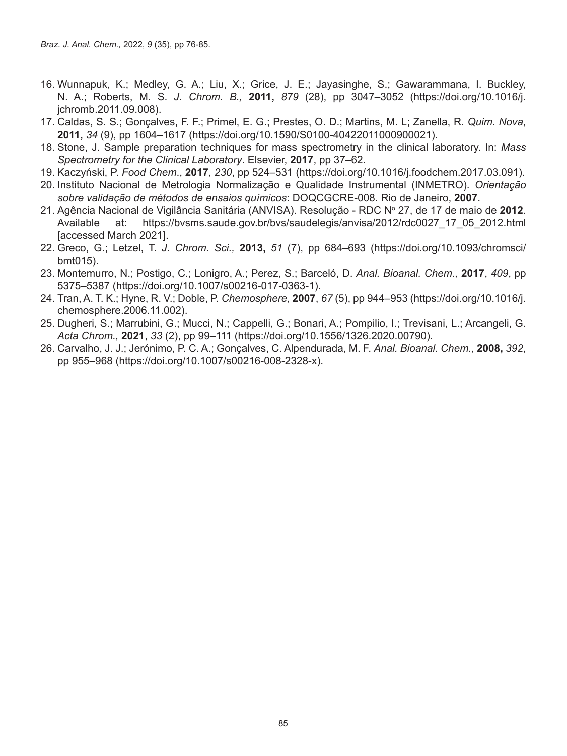16. Wunnapuk, K.; Medley, G. A.; Liu, X.; Grice, J. E.; Jayasinghe, S.; Gawarammana, I. Buckley, N. A.; Roberts, M. S. *J. Chrom. B.,* **2011,** *879* (28), pp 3047–3052 (https://doi.org/10.1016/j.jchromb.2011.09.008).
17. Caldas, S. S.; Gonçalves, F. F.; Primel, E. G.; Prestes, O. D.; Martins, M. L; Zanella, R. *Quim. Nova,* **2011,** *34* (9), pp 1604–1617 (https://doi.org/10.1590/S0100-40422011000900021).
18. Stone, J. Sample preparation techniques for mass spectrometry in the clinical laboratory. In: *Mass Spectrometry for the Clinical Laboratory*. Elsevier, **2017**, pp 37–62.
19. Kaczyński, P. *Food Chem.*, **2017**, *230*, pp 524–531 (https://doi.org/10.1016/j.foodchem.2017.03.091).
20. Instituto Nacional de Metrologia Normalização e Qualidade Instrumental (INMETRO). *Orientação sobre validação de métodos de ensaios químicos*: DOQCGCRE-008. Rio de Janeiro, **2007**.
21. Agência Nacional de Vigilância Sanitária (ANVISA). Resolução - RDC N$^o$ 27, de 17 de maio de **2012**. Available at: https://bvsms.saude.gov.br/bvs/saudelegis/anvisa/2012/rdc0027_17_05_2012.html [accessed March 2021].
22. Greco, G.; Letzel, T. *J. Chrom. Sci.,* **2013,** *51* (7), pp 684–693 (https://doi.org/10.1093/chromsci/bmt015).
23. Montemurro, N.; Postigo, C.; Lonigro, A.; Perez, S.; Barceló, D. *Anal. Bioanal. Chem.,* **2017**, *409*, pp 5375–5387 (https://doi.org/10.1007/s00216-017-0363-1).
24. Tran, A. T. K.; Hyne, R. V.; Doble, P. *Chemosphere,* **2007**, *67* (5), pp 944–953 (https://doi.org/10.1016/j.chemosphere.2006.11.002).
25. Dugheri, S.; Marrubini, G.; Mucci, N.; Cappelli, G.; Bonari, A.; Pompilio, I.; Trevisani, L.; Arcangeli, G. *Acta Chrom.,* **2021**, *33* (2), pp 99–111 (https://doi.org/10.1556/1326.2020.00790).
26. Carvalho, J. J.; Jerónimo, P. C. A.; Gonçalves, C. Alpendurada, M. F. *Anal. Bioanal. Chem.,* **2008,** *392*, pp 955–968 (https://doi.org/10.1007/s00216-008-2328-x).